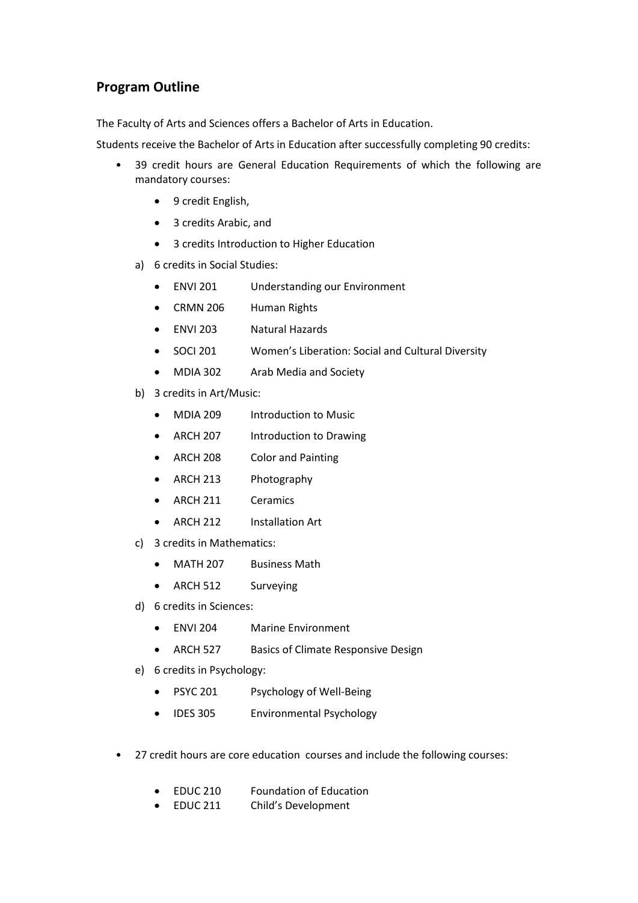## Program Outline

The Faculty of Arts and Sciences offers a Bachelor of Arts in Education.

Students receive the Bachelor of Arts in Education after successfully completing 90 credits:

- 39 credit hours are General Education Requirements of which the following are mandatory courses:
  - 9 credit English,
  - 3 credits Arabic, and
  - 3 credits Introduction to Higher Education

  a) 6 credits in Social Studies:
  - ENVI 201 Understanding our Environment
  - CRMN 206 Human Rights
  - ENVI 203 Natural Hazards
  - SOCI 201 Women's Liberation: Social and Cultural Diversity
  - MDIA 302 Arab Media and Society

  b) 3 credits in Art/Music:
  - MDIA 209 Introduction to Music
  - ARCH 207 Introduction to Drawing
  - ARCH 208 Color and Painting
  - ARCH 213 Photography
  - ARCH 211 Ceramics
  - ARCH 212 Installation Art

  c) 3 credits in Mathematics:
  - MATH 207 Business Math
  - ARCH 512 Surveying

  d) 6 credits in Sciences:
  - ENVI 204 Marine Environment
  - ARCH 527 Basics of Climate Responsive Design

  e) 6 credits in Psychology:
  - PSYC 201 Psychology of Well-Being
  - IDES 305 Environmental Psychology

- 27 credit hours are core education courses and include the following courses:
  - EDUC 210 Foundation of Education
  - EDUC 211 Child's Development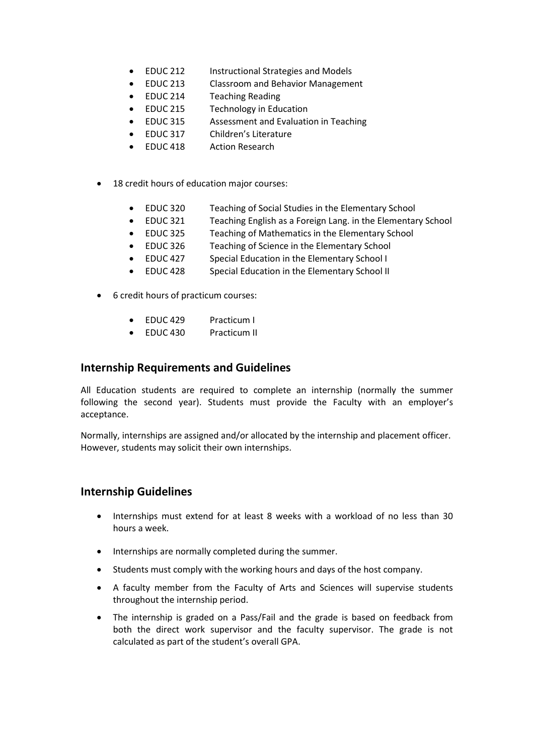- EDUC 212 Instructional Strategies and Models
- EDUC 213 Classroom and Behavior Management
- EDUC 214 Teaching Reading
- EDUC 215 Technology in Education
- EDUC 315 Assessment and Evaluation in Teaching
- EDUC 317 Children's Literature
- EDUC 418 Action Research

- 18 credit hours of education major courses:
  - EDUC 320 Teaching of Social Studies in the Elementary School
  - EDUC 321 Teaching English as a Foreign Lang. in the Elementary School
  - EDUC 325 Teaching of Mathematics in the Elementary School
  - EDUC 326 Teaching of Science in the Elementary School
  - EDUC 427 Special Education in the Elementary School I
  - EDUC 428 Special Education in the Elementary School II

- 6 credit hours of practicum courses:
  - EDUC 429 Practicum I
  - EDUC 430 Practicum II

## Internship Requirements and Guidelines

All Education students are required to complete an internship (normally the summer following the second year). Students must provide the Faculty with an employer's acceptance.

Normally, internships are assigned and/or allocated by the internship and placement officer. However, students may solicit their own internships.

## Internship Guidelines

- Internships must extend for at least 8 weeks with a workload of no less than 30 hours a week.
- Internships are normally completed during the summer.
- Students must comply with the working hours and days of the host company.
- A faculty member from the Faculty of Arts and Sciences will supervise students throughout the internship period.
- The internship is graded on a Pass/Fail and the grade is based on feedback from both the direct work supervisor and the faculty supervisor. The grade is not calculated as part of the student's overall GPA.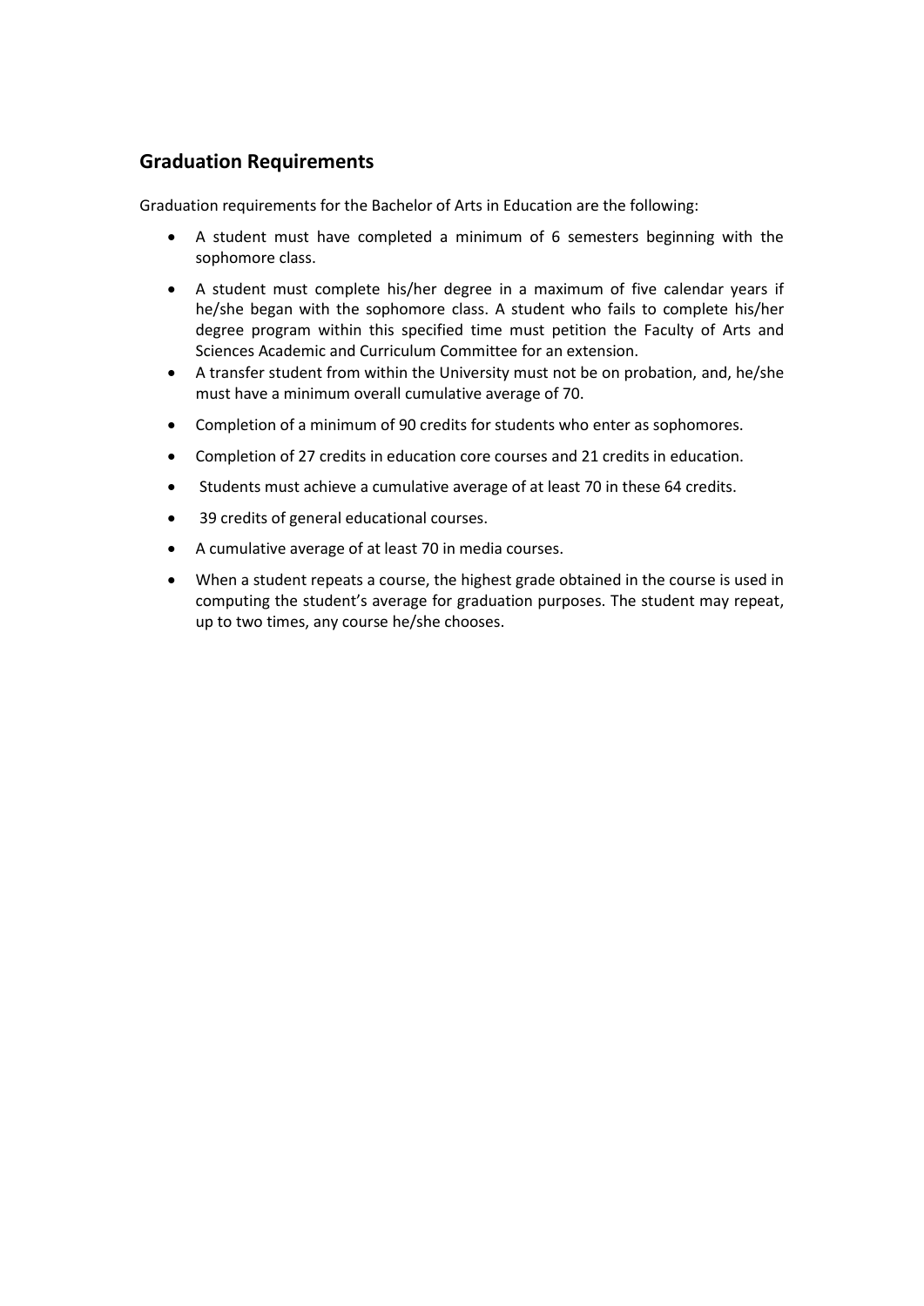## Graduation Requirements

Graduation requirements for the Bachelor of Arts in Education are the following:

- A student must have completed a minimum of 6 semesters beginning with the sophomore class.
- A student must complete his/her degree in a maximum of five calendar years if he/she began with the sophomore class. A student who fails to complete his/her degree program within this specified time must petition the Faculty of Arts and Sciences Academic and Curriculum Committee for an extension.
- A transfer student from within the University must not be on probation, and, he/she must have a minimum overall cumulative average of 70.
- Completion of a minimum of 90 credits for students who enter as sophomores.
- Completion of 27 credits in education core courses and 21 credits in education.
- Students must achieve a cumulative average of at least 70 in these 64 credits.
- 39 credits of general educational courses.
- A cumulative average of at least 70 in media courses.
- When a student repeats a course, the highest grade obtained in the course is used in computing the student's average for graduation purposes. The student may repeat, up to two times, any course he/she chooses.